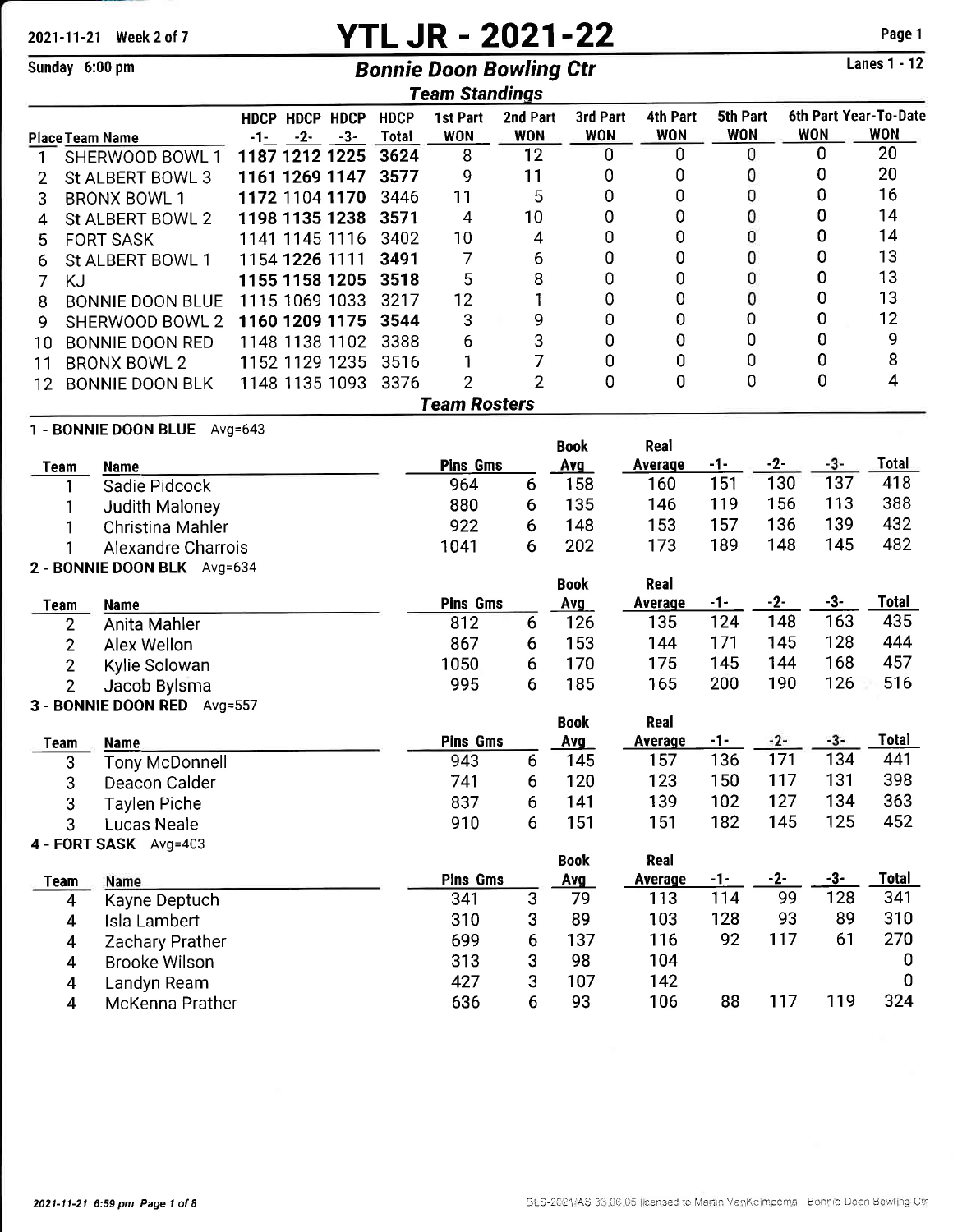# YTL JR - 2021-22

2021-11-21 Week 2 of 7

Sunday 6:00 pm

## Bonnie Doon Bowling Ctr

Lanes 1 - 12

### Team Standings

| Place | Team Name | HDCP -1- | HDCP -2- | HDCP -3- | HDCP Total | 1st Part WON | 2nd Part WON | 3rd Part WON | 4th Part WON | 5th Part WON | 6th Part WON | Year-To-Date WON |
|---|---|---|---|---|---|---|---|---|---|---|---|---|
| 1 | SHERWOOD BOWL 1 | **1187** | **1212** | **1225** | **3624** | 8 | 12 | 0 | 0 | 0 | 0 | 20 |
| 2 | St ALBERT BOWL 3 | **1161** | **1269** | **1147** | **3577** | 9 | 11 | 0 | 0 | 0 | 0 | 20 |
| 3 | BRONX BOWL 1 | **1172** | 1104 | **1170** | 3446 | 11 | 5 | 0 | 0 | 0 | 0 | 16 |
| 4 | St ALBERT BOWL 2 | **1198** | **1135** | **1238** | **3571** | 4 | 10 | 0 | 0 | 0 | 0 | 14 |
| 5 | FORT SASK | 1141 | 1145 | 1116 | 3402 | 10 | 4 | 0 | 0 | 0 | 0 | 14 |
| 6 | St ALBERT BOWL 1 | 1154 | **1226** | 1111 | **3491** | 7 | 6 | 0 | 0 | 0 | 0 | 13 |
| 7 | KJ | **1155** | **1158** | **1205** | **3518** | 5 | 8 | 0 | 0 | 0 | 0 | 13 |
| 8 | BONNIE DOON BLUE | 1115 | 1069 | 1033 | 3217 | 12 | 1 | 0 | 0 | 0 | 0 | 13 |
| 9 | SHERWOOD BOWL 2 | **1160** | **1209** | **1175** | **3544** | 3 | 9 | 0 | 0 | 0 | 0 | 12 |
| 10 | BONNIE DOON RED | 1148 | 1138 | 1102 | 3388 | 6 | 3 | 0 | 0 | 0 | 0 | 9 |
| 11 | BRONX BOWL 2 | 1152 | 1129 | 1235 | 3516 | 1 | 7 | 0 | 0 | 0 | 0 | 8 |
| 12 | BONNIE DOON BLK | 1148 | 1135 | 1093 | 3376 | 2 | 2 | 0 | 0 | 0 | 0 | 4 |

### Team Rosters

**1 - BONNIE DOON BLUE** Avg=643

| Team | Name | Pins | Gms | Book Avg | Real Average | -1- | -2- | -3- | Total |
|---|---|---|---|---|---|---|---|---|---|
| 1 | Sadie Pidcock | 964 | 6 | 158 | 160 | 151 | 130 | 137 | 418 |
| 1 | Judith Maloney | 880 | 6 | 135 | 146 | 119 | 156 | 113 | 388 |
| 1 | Christina Mahler | 922 | 6 | 148 | 153 | 157 | 136 | 139 | 432 |
| 1 | Alexandre Charrois | 1041 | 6 | 202 | 173 | 189 | 148 | 145 | 482 |

**2 - BONNIE DOON BLK** Avg=634

| Team | Name | Pins | Gms | Book Avg | Real Average | -1- | -2- | -3- | Total |
|---|---|---|---|---|---|---|---|---|---|
| 2 | Anita Mahler | 812 | 6 | 126 | 135 | 124 | 148 | 163 | 435 |
| 2 | Alex Wellon | 867 | 6 | 153 | 144 | 171 | 145 | 128 | 444 |
| 2 | Kylie Solowan | 1050 | 6 | 170 | 175 | 145 | 144 | 168 | 457 |
| 2 | Jacob Bylsma | 995 | 6 | 185 | 165 | 200 | 190 | 126 | 516 |

**3 - BONNIE DOON RED** Avg=557

| Team | Name | Pins | Gms | Book Avg | Real Average | -1- | -2- | -3- | Total |
|---|---|---|---|---|---|---|---|---|---|
| 3 | Tony McDonnell | 943 | 6 | 145 | 157 | 136 | 171 | 134 | 441 |
| 3 | Deacon Calder | 741 | 6 | 120 | 123 | 150 | 117 | 131 | 398 |
| 3 | Taylen Piche | 837 | 6 | 141 | 139 | 102 | 127 | 134 | 363 |
| 3 | Lucas Neale | 910 | 6 | 151 | 151 | 182 | 145 | 125 | 452 |

**4 - FORT SASK** Avg=403

| Team | Name | Pins | Gms | Book Avg | Real Average | -1- | -2- | -3- | Total |
|---|---|---|---|---|---|---|---|---|---|
| 4 | Kayne Deptuch | 341 | 3 | 79 | 113 | 114 | 99 | 128 | 341 |
| 4 | Isla Lambert | 310 | 3 | 89 | 103 | 128 | 93 | 89 | 310 |
| 4 | Zachary Prather | 699 | 6 | 137 | 116 | 92 | 117 | 61 | 270 |
| 4 | Brooke Wilson | 313 | 3 | 98 | 104 | | | | 0 |
| 4 | Landyn Ream | 427 | 3 | 107 | 142 | | | | 0 |
| 4 | McKenna Prather | 636 | 6 | 93 | 106 | 88 | 117 | 119 | 324 |

2021-11-21 6:59 pm

BLS-2021/AS 33.06.05 licensed to Martin VanKeimpema - Bonnie Doon Bowling Ctr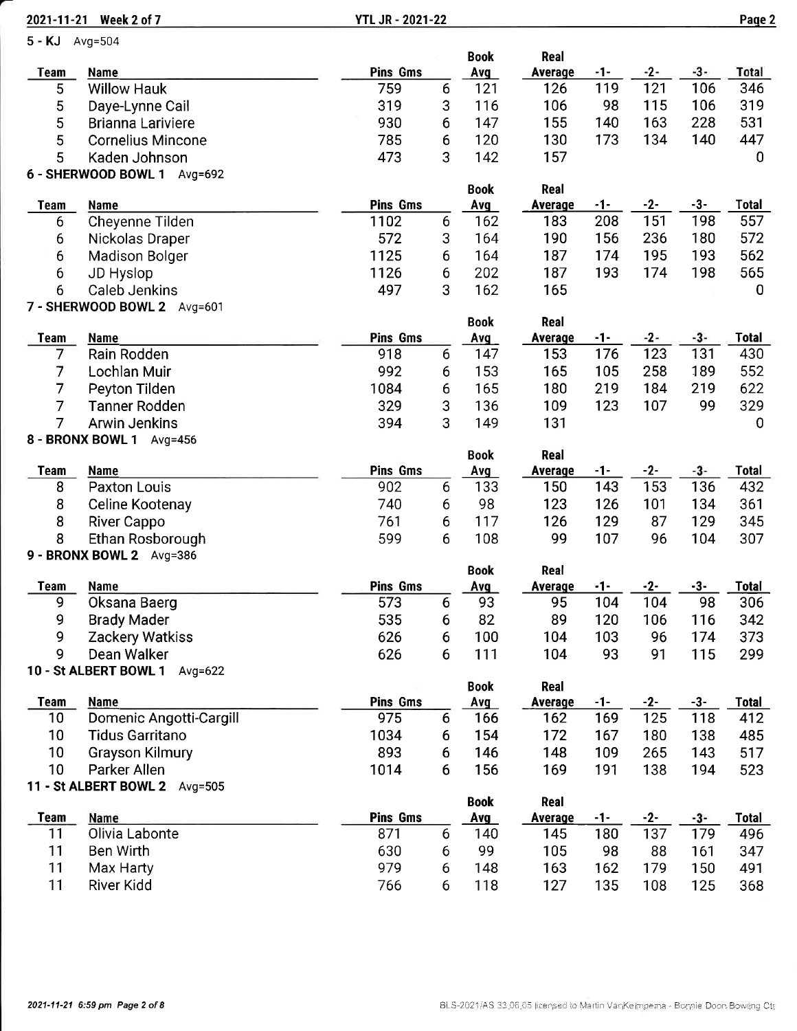## 5 - KJ Avg=504

| Team | Name | Pins | Gms | Book Avg | Real Average | -1- | -2- | -3- | Total |
|---|---|---|---|---|---|---|---|---|---|
| 5 | Willow Hauk | 759 | 6 | 121 | 126 | 119 | 121 | 106 | 346 |
| 5 | Daye-Lynne Cail | 319 | 3 | 116 | 106 | 98 | 115 | 106 | 319 |
| 5 | Brianna Lariviere | 930 | 6 | 147 | 155 | 140 | 163 | 228 | 531 |
| 5 | Cornelius Mincone | 785 | 6 | 120 | 130 | 173 | 134 | 140 | 447 |
| 5 | Kaden Johnson | 473 | 3 | 142 | 157 | | | | 0 |

## 6 - SHERWOOD BOWL 1 Avg=692

| Team | Name | Pins | Gms | Book Avg | Real Average | -1- | -2- | -3- | Total |
|---|---|---|---|---|---|---|---|---|---|
| 6 | Cheyenne Tilden | 1102 | 6 | 162 | 183 | 208 | 151 | 198 | 557 |
| 6 | Nickolas Draper | 572 | 3 | 164 | 190 | 156 | 236 | 180 | 572 |
| 6 | Madison Bolger | 1125 | 6 | 164 | 187 | 174 | 195 | 193 | 562 |
| 6 | JD Hyslop | 1126 | 6 | 202 | 187 | 193 | 174 | 198 | 565 |
| 6 | Caleb Jenkins | 497 | 3 | 162 | 165 | | | | 0 |

## 7 - SHERWOOD BOWL 2 Avg=601

| Team | Name | Pins | Gms | Book Avg | Real Average | -1- | -2- | -3- | Total |
|---|---|---|---|---|---|---|---|---|---|
| 7 | Rain Rodden | 918 | 6 | 147 | 153 | 176 | 123 | 131 | 430 |
| 7 | Lochlan Muir | 992 | 6 | 153 | 165 | 105 | 258 | 189 | 552 |
| 7 | Peyton Tilden | 1084 | 6 | 165 | 180 | 219 | 184 | 219 | 622 |
| 7 | Tanner Rodden | 329 | 3 | 136 | 109 | 123 | 107 | 99 | 329 |
| 7 | Arwin Jenkins | 394 | 3 | 149 | 131 | | | | 0 |

## 8 - BRONX BOWL 1 Avg=456

| Team | Name | Pins | Gms | Book Avg | Real Average | -1- | -2- | -3- | Total |
|---|---|---|---|---|---|---|---|---|---|
| 8 | Paxton Louis | 902 | 6 | 133 | 150 | 143 | 153 | 136 | 432 |
| 8 | Celine Kootenay | 740 | 6 | 98 | 123 | 126 | 101 | 134 | 361 |
| 8 | River Cappo | 761 | 6 | 117 | 126 | 129 | 87 | 129 | 345 |
| 8 | Ethan Rosborough | 599 | 6 | 108 | 99 | 107 | 96 | 104 | 307 |

## 9 - BRONX BOWL 2 Avg=386

| Team | Name | Pins | Gms | Book Avg | Real Average | -1- | -2- | -3- | Total |
|---|---|---|---|---|---|---|---|---|---|
| 9 | Oksana Baerg | 573 | 6 | 93 | 95 | 104 | 104 | 98 | 306 |
| 9 | Brady Mader | 535 | 6 | 82 | 89 | 120 | 106 | 116 | 342 |
| 9 | Zackery Watkiss | 626 | 6 | 100 | 104 | 103 | 96 | 174 | 373 |
| 9 | Dean Walker | 626 | 6 | 111 | 104 | 93 | 91 | 115 | 299 |

## 10 - St ALBERT BOWL 1 Avg=622

| Team | Name | Pins | Gms | Book Avg | Real Average | -1- | -2- | -3- | Total |
|---|---|---|---|---|---|---|---|---|---|
| 10 | Domenic Angotti-Cargill | 975 | 6 | 166 | 162 | 169 | 125 | 118 | 412 |
| 10 | Tidus Garritano | 1034 | 6 | 154 | 172 | 167 | 180 | 138 | 485 |
| 10 | Grayson Kilmury | 893 | 6 | 146 | 148 | 109 | 265 | 143 | 517 |
| 10 | Parker Allen | 1014 | 6 | 156 | 169 | 191 | 138 | 194 | 523 |

## 11 - St ALBERT BOWL 2 Avg=505

| Team | Name | Pins | Gms | Book Avg | Real Average | -1- | -2- | -3- | Total |
|---|---|---|---|---|---|---|---|---|---|
| 11 | Olivia Labonte | 871 | 6 | 140 | 145 | 180 | 137 | 179 | 496 |
| 11 | Ben Wirth | 630 | 6 | 99 | 105 | 98 | 88 | 161 | 347 |
| 11 | Max Harty | 979 | 6 | 148 | 163 | 162 | 179 | 150 | 491 |
| 11 | River Kidd | 766 | 6 | 118 | 127 | 135 | 108 | 125 | 368 |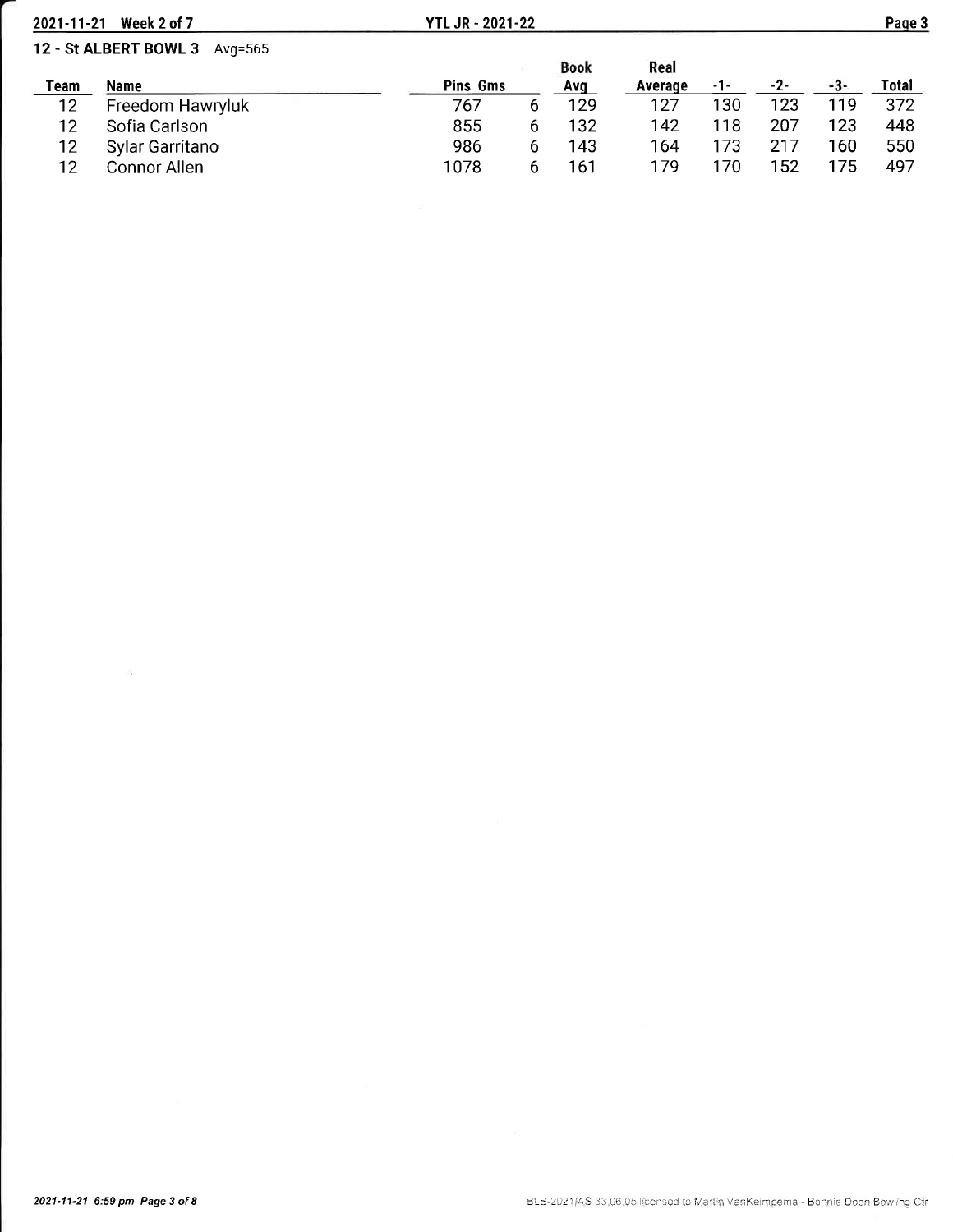## 12 - St ALBERT BOWL 3 Avg=565

| Team | Name | Pins | Gms | Book Avg | Real Average | -1- | -2- | -3- | Total |
|---|---|---|---|---|---|---|---|---|---|
| 12 | Freedom Hawryluk | 767 | 6 | 129 | 127 | 130 | 123 | 119 | 372 |
| 12 | Sofia Carlson | 855 | 6 | 132 | 142 | 118 | 207 | 123 | 448 |
| 12 | Sylar Garritano | 986 | 6 | 143 | 164 | 173 | 217 | 160 | 550 |
| 12 | Connor Allen | 1078 | 6 | 161 | 179 | 170 | 152 | 175 | 497 |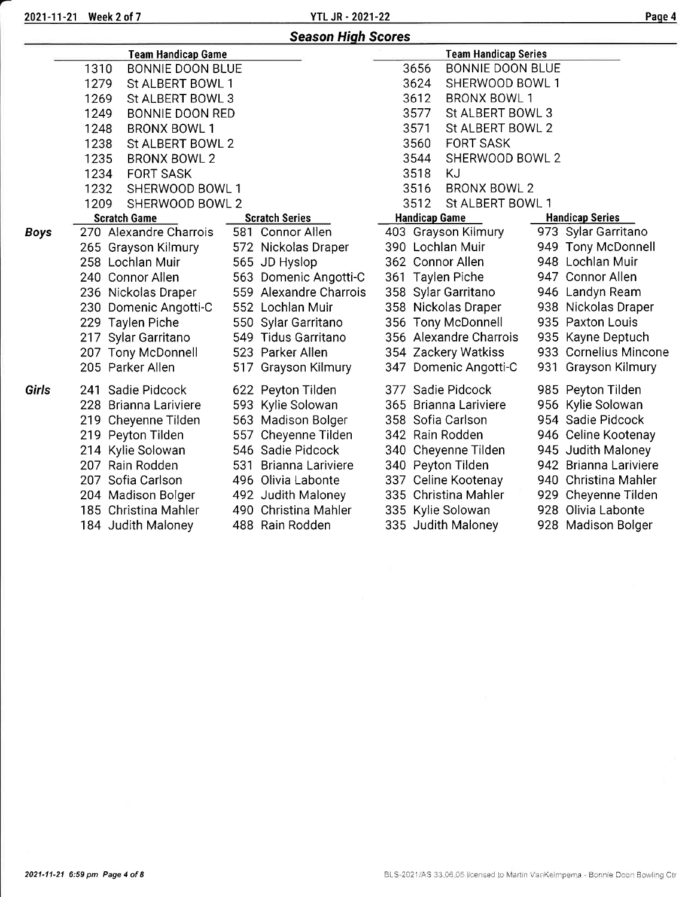## Season High Scores

| Team Handicap Game | | Team Handicap Series | |
|---|---|---|---|
| 1310 | BONNIE DOON BLUE | 3656 | BONNIE DOON BLUE |
| 1279 | St ALBERT BOWL 1 | 3624 | SHERWOOD BOWL 1 |
| 1269 | St ALBERT BOWL 3 | 3612 | BRONX BOWL 1 |
| 1249 | BONNIE DOON RED | 3577 | St ALBERT BOWL 3 |
| 1248 | BRONX BOWL 1 | 3571 | St ALBERT BOWL 2 |
| 1238 | St ALBERT BOWL 2 | 3560 | FORT SASK |
| 1235 | BRONX BOWL 2 | 3544 | SHERWOOD BOWL 2 |
| 1234 | FORT SASK | 3518 | KJ |
| 1232 | SHERWOOD BOWL 1 | 3516 | BRONX BOWL 2 |
| 1209 | SHERWOOD BOWL 2 | 3512 | St ALBERT BOWL 1 |

| | Scratch Game | Scratch Series | Handicap Game | Handicap Series |
|---|---|---|---|---|
| **Boys** | 270 Alexandre Charrois | 581 Connor Allen | 403 Grayson Kilmury | 973 Sylar Garritano |
| | 265 Grayson Kilmury | 572 Nickolas Draper | 390 Lochlan Muir | 949 Tony McDonnell |
| | 258 Lochlan Muir | 565 JD Hyslop | 362 Connor Allen | 948 Lochlan Muir |
| | 240 Connor Allen | 563 Domenic Angotti-C | 361 Taylen Piche | 947 Connor Allen |
| | 236 Nickolas Draper | 559 Alexandre Charrois | 358 Sylar Garritano | 946 Landyn Ream |
| | 230 Domenic Angotti-C | 552 Lochlan Muir | 358 Nickolas Draper | 938 Nickolas Draper |
| | 229 Taylen Piche | 550 Sylar Garritano | 356 Tony McDonnell | 935 Paxton Louis |
| | 217 Sylar Garritano | 549 Tidus Garritano | 356 Alexandre Charrois | 935 Kayne Deptuch |
| | 207 Tony McDonnell | 523 Parker Allen | 354 Zackery Watkiss | 933 Cornelius Mincone |
| | 205 Parker Allen | 517 Grayson Kilmury | 347 Domenic Angotti-C | 931 Grayson Kilmury |
| **Girls** | 241 Sadie Pidcock | 622 Peyton Tilden | 377 Sadie Pidcock | 985 Peyton Tilden |
| | 228 Brianna Lariviere | 593 Kylie Solowan | 365 Brianna Lariviere | 956 Kylie Solowan |
| | 219 Cheyenne Tilden | 563 Madison Bolger | 358 Sofia Carlson | 954 Sadie Pidcock |
| | 219 Peyton Tilden | 557 Cheyenne Tilden | 342 Rain Rodden | 946 Celine Kootenay |
| | 214 Kylie Solowan | 546 Sadie Pidcock | 340 Cheyenne Tilden | 945 Judith Maloney |
| | 207 Rain Rodden | 531 Brianna Lariviere | 340 Peyton Tilden | 942 Brianna Lariviere |
| | 207 Sofia Carlson | 496 Olivia Labonte | 337 Celine Kootenay | 940 Christina Mahler |
| | 204 Madison Bolger | 492 Judith Maloney | 335 Christina Mahler | 929 Cheyenne Tilden |
| | 185 Christina Mahler | 490 Christina Mahler | 335 Kylie Solowan | 928 Olivia Labonte |
| | 184 Judith Maloney | 488 Rain Rodden | 335 Judith Maloney | 928 Madison Bolger |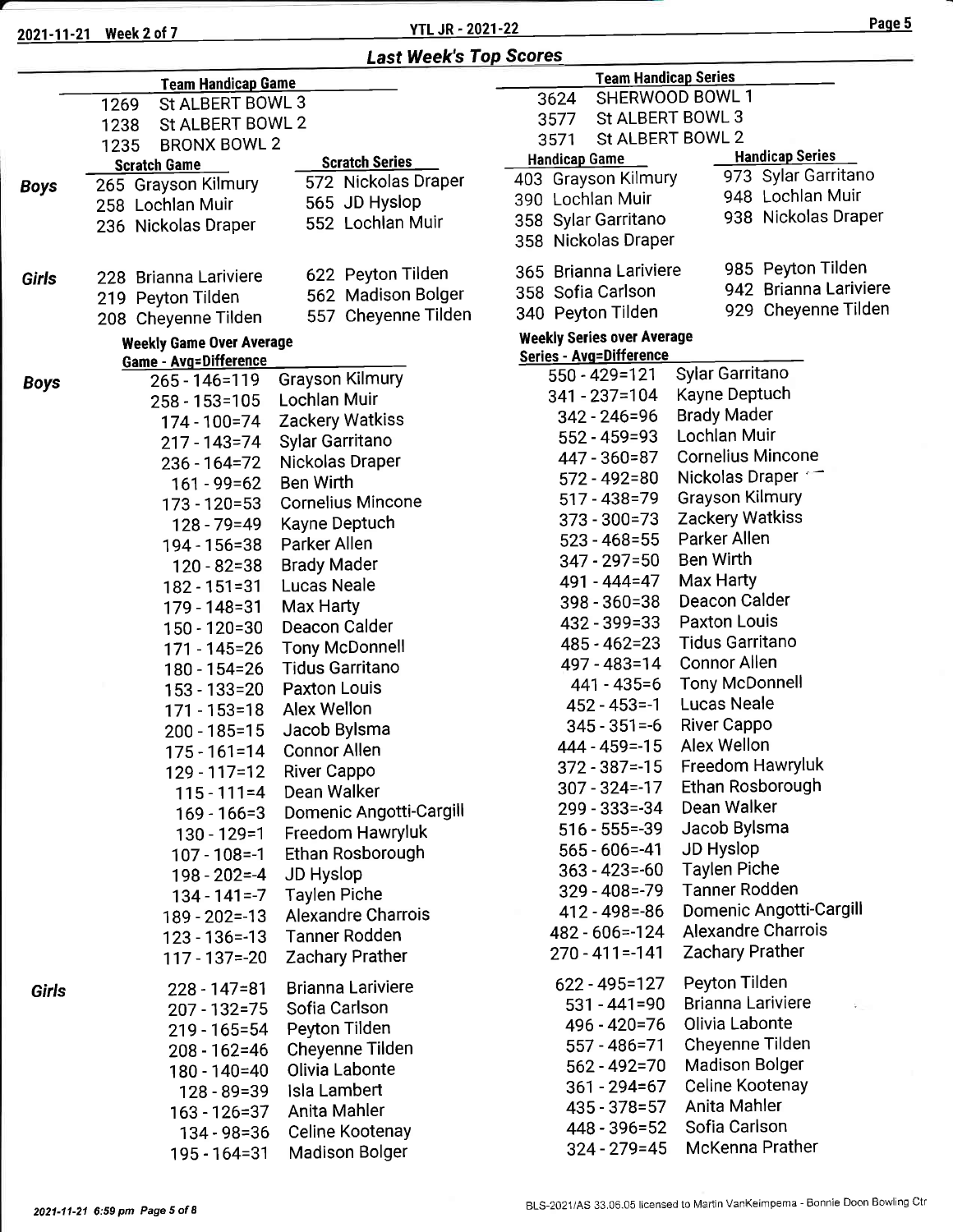## Last Week's Top Scores

### Team Handicap Game

| Score | Team |
|---|---|
| 1269 | St ALBERT BOWL 3 |
| 1238 | St ALBERT BOWL 2 |
| 1235 | BRONX BOWL 2 |

### Team Handicap Series

| Score | Team |
|---|---|
| 3624 | SHERWOOD BOWL 1 |
| 3577 | St ALBERT BOWL 3 |
| 3571 | St ALBERT BOWL 2 |

### Scratch Game / Scratch Series / Handicap Game / Handicap Series

| | Scratch Game | Scratch Series | Handicap Game | Handicap Series |
|---|---|---|---|---|
| **Boys** | 265 Grayson Kilmury | 572 Nickolas Draper | 403 Grayson Kilmury | 973 Sylar Garritano |
| | 258 Lochlan Muir | 565 JD Hyslop | 390 Lochlan Muir | 948 Lochlan Muir |
| | 236 Nickolas Draper | 552 Lochlan Muir | 358 Sylar Garritano | 938 Nickolas Draper |
| | | | 358 Nickolas Draper | |
| **Girls** | 228 Brianna Lariviere | 622 Peyton Tilden | 365 Brianna Lariviere | 985 Peyton Tilden |
| | 219 Peyton Tilden | 562 Madison Bolger | 358 Sofia Carlson | 942 Brianna Lariviere |
| | 208 Cheyenne Tilden | 557 Cheyenne Tilden | 340 Peyton Tilden | 929 Cheyenne Tilden |

### Weekly Game Over Average

**Boys**

| Game - Avg=Difference | Name |
|---|---|
| 265 - 146=119 | Grayson Kilmury |
| 258 - 153=105 | Lochlan Muir |
| 174 - 100=74 | Zackery Watkiss |
| 217 - 143=74 | Sylar Garritano |
| 236 - 164=72 | Nickolas Draper |
| 161 - 99=62 | Ben Wirth |
| 173 - 120=53 | Cornelius Mincone |
| 128 - 79=49 | Kayne Deptuch |
| 194 - 156=38 | Parker Allen |
| 120 - 82=38 | Brady Mader |
| 182 - 151=31 | Lucas Neale |
| 179 - 148=31 | Max Harty |
| 150 - 120=30 | Deacon Calder |
| 171 - 145=26 | Tony McDonnell |
| 180 - 154=26 | Tidus Garritano |
| 153 - 133=20 | Paxton Louis |
| 171 - 153=18 | Alex Wellon |
| 200 - 185=15 | Jacob Bylsma |
| 175 - 161=14 | Connor Allen |
| 129 - 117=12 | River Cappo |
| 115 - 111=4 | Dean Walker |
| 169 - 166=3 | Domenic Angotti-Cargill |
| 130 - 129=1 | Freedom Hawryluk |
| 107 - 108=-1 | Ethan Rosborough |
| 198 - 202=-4 | JD Hyslop |
| 134 - 141=-7 | Taylen Piche |
| 189 - 202=-13 | Alexandre Charrois |
| 123 - 136=-13 | Tanner Rodden |
| 117 - 137=-20 | Zachary Prather |

**Girls**

| Game - Avg=Difference | Name |
|---|---|
| 228 - 147=81 | Brianna Lariviere |
| 207 - 132=75 | Sofia Carlson |
| 219 - 165=54 | Peyton Tilden |
| 208 - 162=46 | Cheyenne Tilden |
| 180 - 140=40 | Olivia Labonte |
| 128 - 89=39 | Isla Lambert |
| 163 - 126=37 | Anita Mahler |
| 134 - 98=36 | Celine Kootenay |
| 195 - 164=31 | Madison Bolger |

### Weekly Series over Average

**Boys**

| Series - Avg=Difference | Name |
|---|---|
| 550 - 429=121 | Sylar Garritano |
| 341 - 237=104 | Kayne Deptuch |
| 342 - 246=96 | Brady Mader |
| 552 - 459=93 | Lochlan Muir |
| 447 - 360=87 | Cornelius Mincone |
| 572 - 492=80 | Nickolas Draper |
| 517 - 438=79 | Grayson Kilmury |
| 373 - 300=73 | Zackery Watkiss |
| 523 - 468=55 | Parker Allen |
| 347 - 297=50 | Ben Wirth |
| 491 - 444=47 | Max Harty |
| 398 - 360=38 | Deacon Calder |
| 432 - 399=33 | Paxton Louis |
| 485 - 462=23 | Tidus Garritano |
| 497 - 483=14 | Connor Allen |
| 441 - 435=6 | Tony McDonnell |
| 452 - 453=-1 | Lucas Neale |
| 345 - 351=-6 | River Cappo |
| 444 - 459=-15 | Alex Wellon |
| 372 - 387=-15 | Freedom Hawryluk |
| 307 - 324=-17 | Ethan Rosborough |
| 299 - 333=-34 | Dean Walker |
| 516 - 555=-39 | Jacob Bylsma |
| 565 - 606=-41 | JD Hyslop |
| 363 - 423=-60 | Taylen Piche |
| 329 - 408=-79 | Tanner Rodden |
| 412 - 498=-86 | Domenic Angotti-Cargill |
| 482 - 606=-124 | Alexandre Charrois |
| 270 - 411=-141 | Zachary Prather |

**Girls**

| Series - Avg=Difference | Name |
|---|---|
| 622 - 495=127 | Peyton Tilden |
| 531 - 441=90 | Brianna Lariviere |
| 496 - 420=76 | Olivia Labonte |
| 557 - 486=71 | Cheyenne Tilden |
| 562 - 492=70 | Madison Bolger |
| 361 - 294=67 | Celine Kootenay |
| 435 - 378=57 | Anita Mahler |
| 448 - 396=52 | Sofia Carlson |
| 324 - 279=45 | McKenna Prather |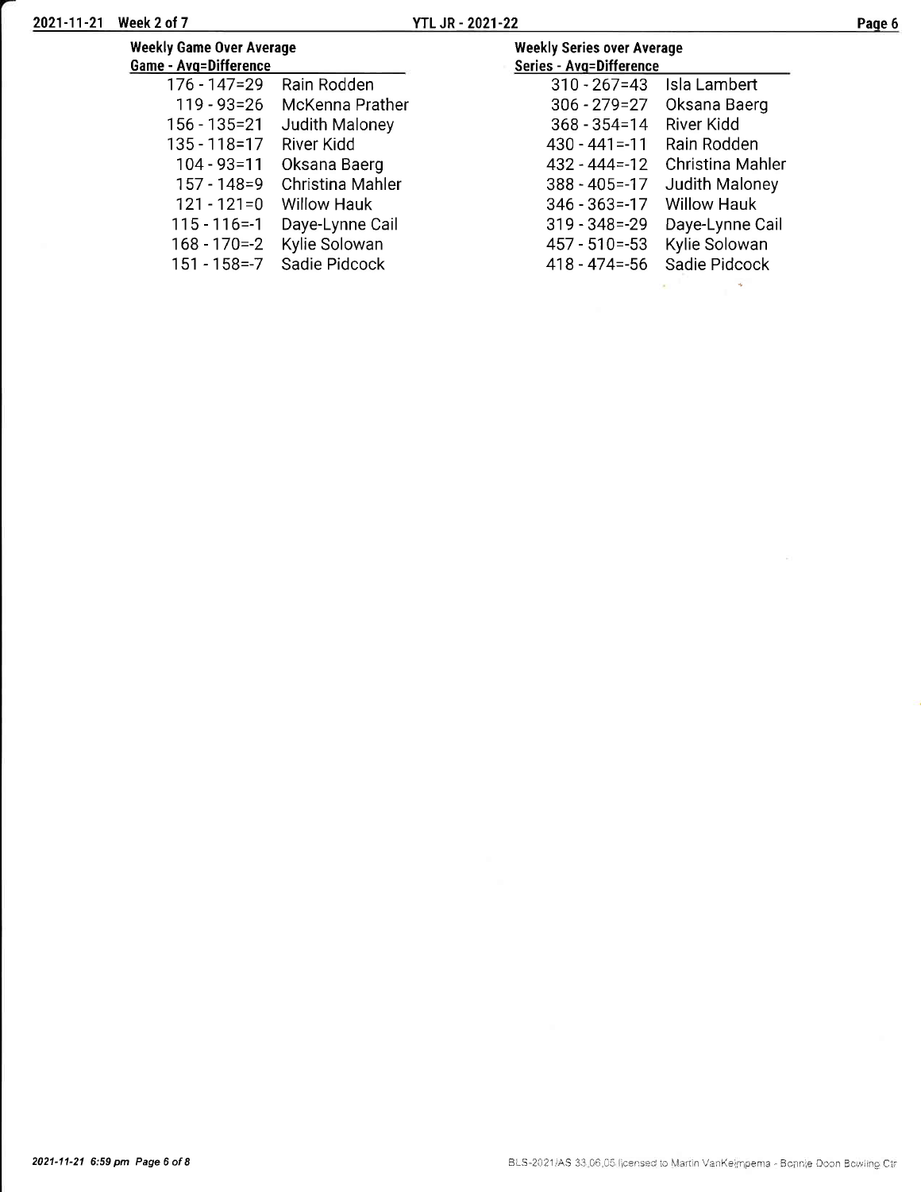## Weekly Game Over Average

| Game - Avg=Difference | |
|---|---|
| 176 - 147=29 | Rain Rodden |
| 119 - 93=26 | McKenna Prather |
| 156 - 135=21 | Judith Maloney |
| 135 - 118=17 | River Kidd |
| 104 - 93=11 | Oksana Baerg |
| 157 - 148=9 | Christina Mahler |
| 121 - 121=0 | Willow Hauk |
| 115 - 116=-1 | Daye-Lynne Cail |
| 168 - 170=-2 | Kylie Solowan |
| 151 - 158=-7 | Sadie Pidcock |

## Weekly Series over Average

| Series - Avg=Difference | |
|---|---|
| 310 - 267=43 | Isla Lambert |
| 306 - 279=27 | Oksana Baerg |
| 368 - 354=14 | River Kidd |
| 430 - 441=-11 | Rain Rodden |
| 432 - 444=-12 | Christina Mahler |
| 388 - 405=-17 | Judith Maloney |
| 346 - 363=-17 | Willow Hauk |
| 319 - 348=-29 | Daye-Lynne Cail |
| 457 - 510=-53 | Kylie Solowan |
| 418 - 474=-56 | Sadie Pidcock |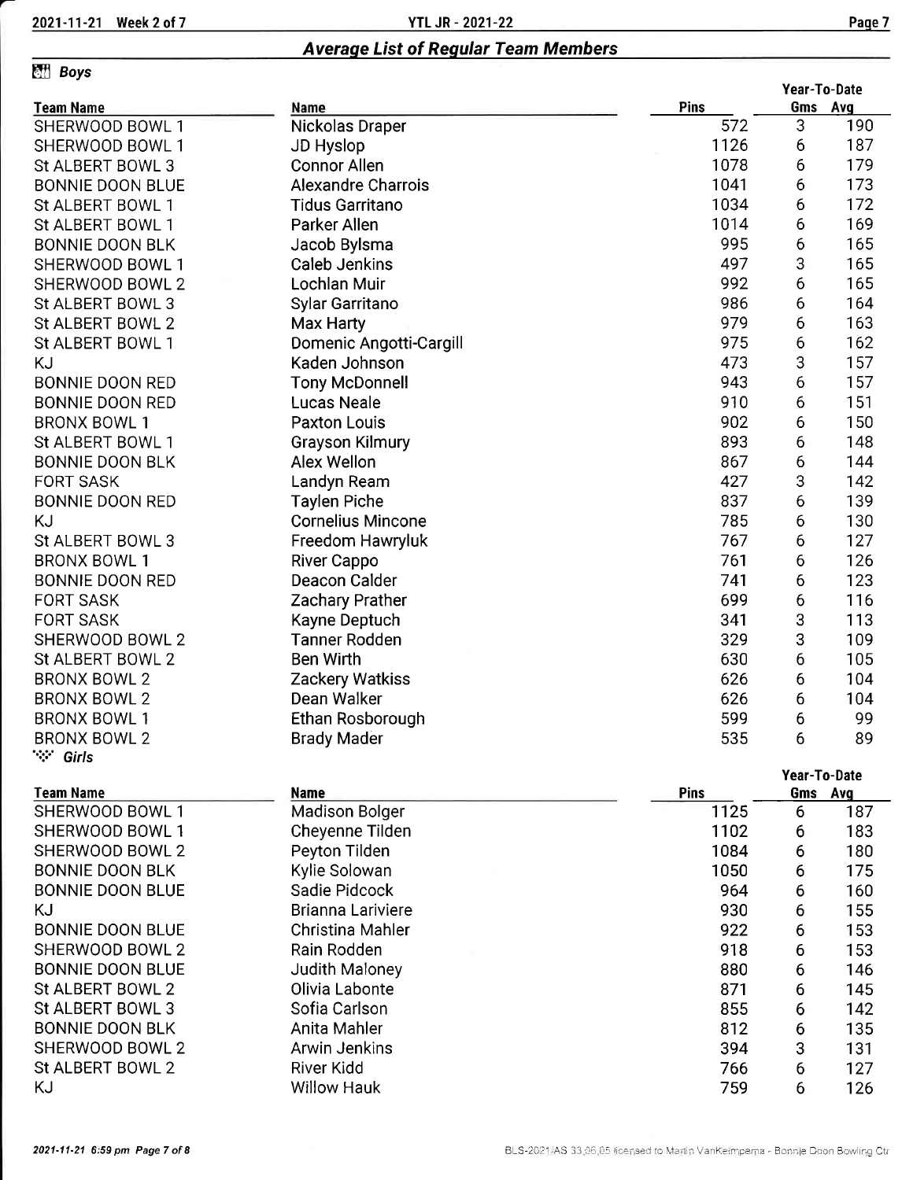## Average List of Regular Team Members

### Boys

| Team Name | Name | Pins | Year-To-Date Gms | Year-To-Date Avg |
|---|---|---|---|---|
| SHERWOOD BOWL 1 | Nickolas Draper | 572 | 3 | 190 |
| SHERWOOD BOWL 1 | JD Hyslop | 1126 | 6 | 187 |
| St ALBERT BOWL 3 | Connor Allen | 1078 | 6 | 179 |
| BONNIE DOON BLUE | Alexandre Charrois | 1041 | 6 | 173 |
| St ALBERT BOWL 1 | Tidus Garritano | 1034 | 6 | 172 |
| St ALBERT BOWL 1 | Parker Allen | 1014 | 6 | 169 |
| BONNIE DOON BLK | Jacob Bylsma | 995 | 6 | 165 |
| SHERWOOD BOWL 1 | Caleb Jenkins | 497 | 3 | 165 |
| SHERWOOD BOWL 2 | Lochlan Muir | 992 | 6 | 165 |
| St ALBERT BOWL 3 | Sylar Garritano | 986 | 6 | 164 |
| St ALBERT BOWL 2 | Max Harty | 979 | 6 | 163 |
| St ALBERT BOWL 1 | Domenic Angotti-Cargill | 975 | 6 | 162 |
| KJ | Kaden Johnson | 473 | 3 | 157 |
| BONNIE DOON RED | Tony McDonnell | 943 | 6 | 157 |
| BONNIE DOON RED | Lucas Neale | 910 | 6 | 151 |
| BRONX BOWL 1 | Paxton Louis | 902 | 6 | 150 |
| St ALBERT BOWL 1 | Grayson Kilmury | 893 | 6 | 148 |
| BONNIE DOON BLK | Alex Wellon | 867 | 6 | 144 |
| FORT SASK | Landyn Ream | 427 | 3 | 142 |
| BONNIE DOON RED | Taylen Piche | 837 | 6 | 139 |
| KJ | Cornelius Mincone | 785 | 6 | 130 |
| St ALBERT BOWL 3 | Freedom Hawryluk | 767 | 6 | 127 |
| BRONX BOWL 1 | River Cappo | 761 | 6 | 126 |
| BONNIE DOON RED | Deacon Calder | 741 | 6 | 123 |
| FORT SASK | Zachary Prather | 699 | 6 | 116 |
| FORT SASK | Kayne Deptuch | 341 | 3 | 113 |
| SHERWOOD BOWL 2 | Tanner Rodden | 329 | 3 | 109 |
| St ALBERT BOWL 2 | Ben Wirth | 630 | 6 | 105 |
| BRONX BOWL 2 | Zackery Watkiss | 626 | 6 | 104 |
| BRONX BOWL 2 | Dean Walker | 626 | 6 | 104 |
| BRONX BOWL 1 | Ethan Rosborough | 599 | 6 | 99 |
| BRONX BOWL 2 | Brady Mader | 535 | 6 | 89 |

### Girls

| Team Name | Name | Pins | Year-To-Date Gms | Year-To-Date Avg |
|---|---|---|---|---|
| SHERWOOD BOWL 1 | Madison Bolger | 1125 | 6 | 187 |
| SHERWOOD BOWL 1 | Cheyenne Tilden | 1102 | 6 | 183 |
| SHERWOOD BOWL 2 | Peyton Tilden | 1084 | 6 | 180 |
| BONNIE DOON BLK | Kylie Solowan | 1050 | 6 | 175 |
| BONNIE DOON BLUE | Sadie Pidcock | 964 | 6 | 160 |
| KJ | Brianna Lariviere | 930 | 6 | 155 |
| BONNIE DOON BLUE | Christina Mahler | 922 | 6 | 153 |
| SHERWOOD BOWL 2 | Rain Rodden | 918 | 6 | 153 |
| BONNIE DOON BLUE | Judith Maloney | 880 | 6 | 146 |
| St ALBERT BOWL 2 | Olivia Labonte | 871 | 6 | 145 |
| St ALBERT BOWL 3 | Sofia Carlson | 855 | 6 | 142 |
| BONNIE DOON BLK | Anita Mahler | 812 | 6 | 135 |
| SHERWOOD BOWL 2 | Arwin Jenkins | 394 | 3 | 131 |
| St ALBERT BOWL 2 | River Kidd | 766 | 6 | 127 |
| KJ | Willow Hauk | 759 | 6 | 126 |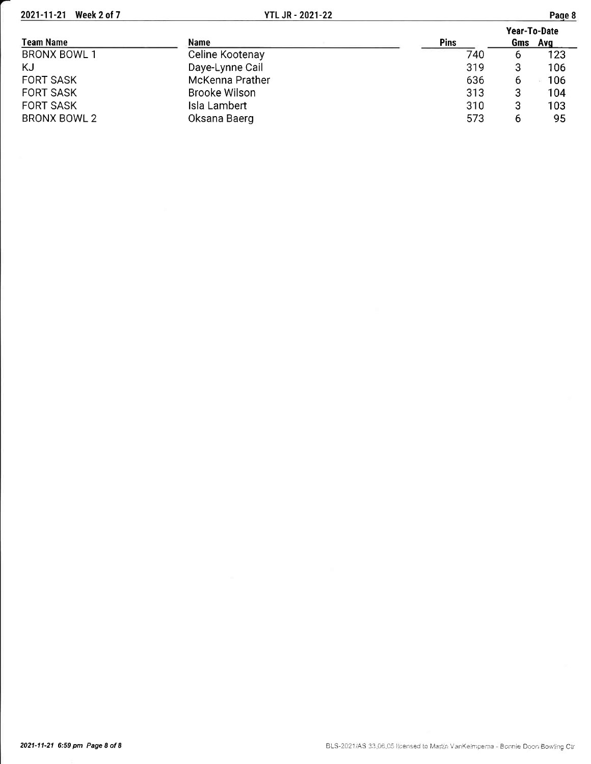| Team Name | Name | Pins | Year-To-Date Gms | Year-To-Date Avg |
|---|---|---|---|---|
| BRONX BOWL 1 | Celine Kootenay | 740 | 6 | 123 |
| KJ | Daye-Lynne Cail | 319 | 3 | 106 |
| FORT SASK | McKenna Prather | 636 | 6 | 106 |
| FORT SASK | Brooke Wilson | 313 | 3 | 104 |
| FORT SASK | Isla Lambert | 310 | 3 | 103 |
| BRONX BOWL 2 | Oksana Baerg | 573 | 6 | 95 |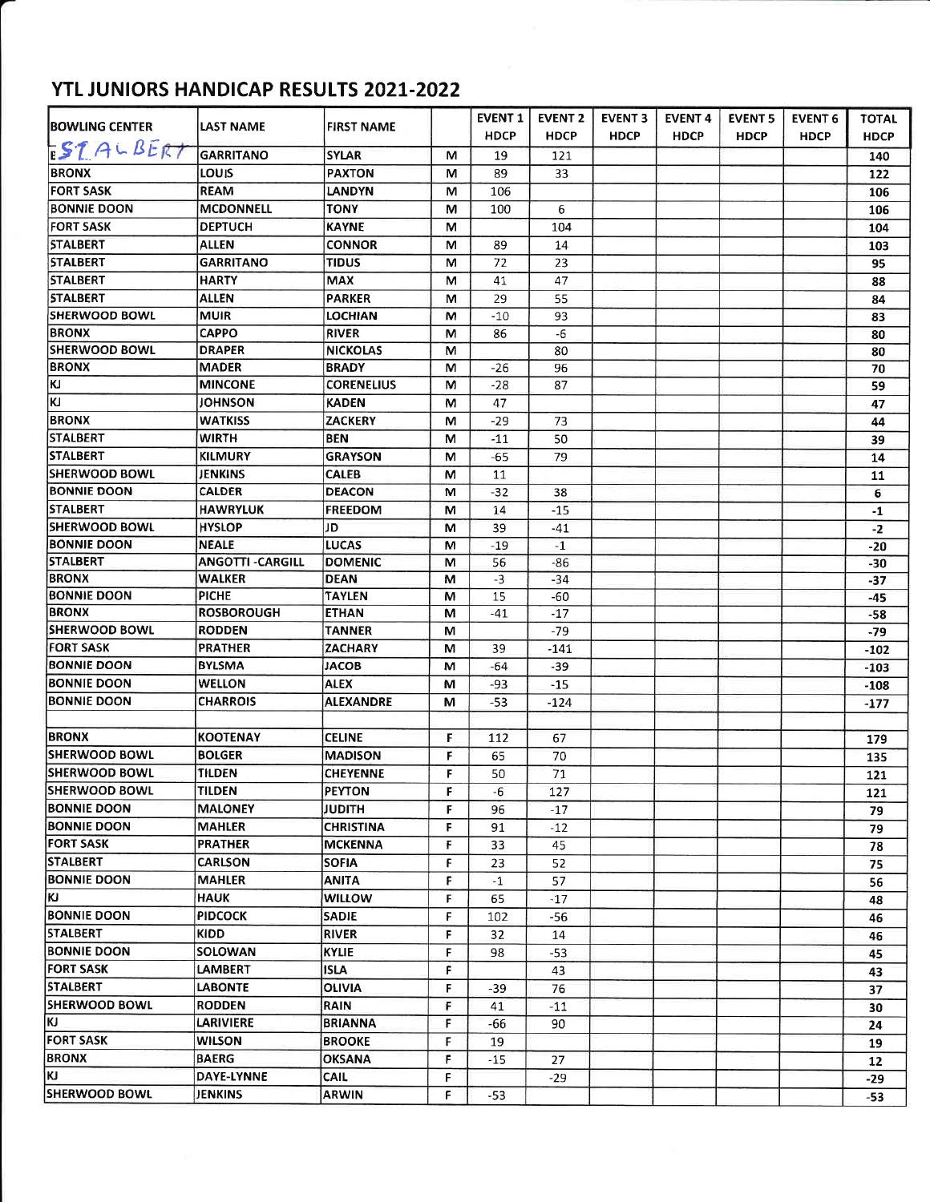# YTL JUNIORS HANDICAP RESULTS 2021-2022

| BOWLING CENTER | LAST NAME | FIRST NAME | | EVENT 1 HDCP | EVENT 2 HDCP | EVENT 3 HDCP | EVENT 4 HDCP | EVENT 5 HDCP | EVENT 6 HDCP | TOTAL HDCP |
|---|---|---|---|---|---|---|---|---|---|---|
| ST ALBERT | GARRITANO | SYLAR | M | 19 | 121 | | | | | 140 |
| BRONX | LOUIS | PAXTON | M | 89 | 33 | | | | | 122 |
| FORT SASK | REAM | LANDYN | M | 106 | | | | | | 106 |
| BONNIE DOON | MCDONNELL | TONY | M | 100 | 6 | | | | | 106 |
| FORT SASK | DEPTUCH | KAYNE | M | | 104 | | | | | 104 |
| STALBERT | ALLEN | CONNOR | M | 89 | 14 | | | | | 103 |
| STALBERT | GARRITANO | TIDUS | M | 72 | 23 | | | | | 95 |
| STALBERT | HARTY | MAX | M | 41 | 47 | | | | | 88 |
| STALBERT | ALLEN | PARKER | M | 29 | 55 | | | | | 84 |
| SHERWOOD BOWL | MUIR | LOCHIAN | M | -10 | 93 | | | | | 83 |
| BRONX | CAPPO | RIVER | M | 86 | -6 | | | | | 80 |
| SHERWOOD BOWL | DRAPER | NICKOLAS | M | | 80 | | | | | 80 |
| BRONX | MADER | BRADY | M | -26 | 96 | | | | | 70 |
| KJ | MINCONE | CORENELIUS | M | -28 | 87 | | | | | 59 |
| KJ | JOHNSON | KADEN | M | 47 | | | | | | 47 |
| BRONX | WATKISS | ZACKERY | M | -29 | 73 | | | | | 44 |
| STALBERT | WIRTH | BEN | M | -11 | 50 | | | | | 39 |
| STALBERT | KILMURY | GRAYSON | M | -65 | 79 | | | | | 14 |
| SHERWOOD BOWL | JENKINS | CALEB | M | 11 | | | | | | 11 |
| BONNIE DOON | CALDER | DEACON | M | -32 | 38 | | | | | 6 |
| STALBERT | HAWRYLUK | FREEDOM | M | 14 | -15 | | | | | -1 |
| SHERWOOD BOWL | HYSLOP | JD | M | 39 | -41 | | | | | -2 |
| BONNIE DOON | NEALE | LUCAS | M | -19 | -1 | | | | | -20 |
| STALBERT | ANGOTTI -CARGILL | DOMENIC | M | 56 | -86 | | | | | -30 |
| BRONX | WALKER | DEAN | M | -3 | -34 | | | | | -37 |
| BONNIE DOON | PICHE | TAYLEN | M | 15 | -60 | | | | | -45 |
| BRONX | ROSBOROUGH | ETHAN | M | -41 | -17 | | | | | -58 |
| SHERWOOD BOWL | RODDEN | TANNER | M | | -79 | | | | | -79 |
| FORT SASK | PRATHER | ZACHARY | M | 39 | -141 | | | | | -102 |
| BONNIE DOON | BYLSMA | JACOB | M | -64 | -39 | | | | | -103 |
| BONNIE DOON | WELLON | ALEX | M | -93 | -15 | | | | | -108 |
| BONNIE DOON | CHARROIS | ALEXANDRE | M | -53 | -124 | | | | | -177 |
| | | | | | | | | | | |
| BRONX | KOOTENAY | CELINE | F | 112 | 67 | | | | | 179 |
| SHERWOOD BOWL | BOLGER | MADISON | F | 65 | 70 | | | | | 135 |
| SHERWOOD BOWL | TILDEN | CHEYENNE | F | 50 | 71 | | | | | 121 |
| SHERWOOD BOWL | TILDEN | PEYTON | F | -6 | 127 | | | | | 121 |
| BONNIE DOON | MALONEY | JUDITH | F | 96 | -17 | | | | | 79 |
| BONNIE DOON | MAHLER | CHRISTINA | F | 91 | -12 | | | | | 79 |
| FORT SASK | PRATHER | MCKENNA | F | 33 | 45 | | | | | 78 |
| STALBERT | CARLSON | SOFIA | F | 23 | 52 | | | | | 75 |
| BONNIE DOON | MAHLER | ANITA | F | -1 | 57 | | | | | 56 |
| KJ | HAUK | WILLOW | F | 65 | -17 | | | | | 48 |
| BONNIE DOON | PIDCOCK | SADIE | F | 102 | -56 | | | | | 46 |
| STALBERT | KIDD | RIVER | F | 32 | 14 | | | | | 46 |
| BONNIE DOON | SOLOWAN | KYLIE | F | 98 | -53 | | | | | 45 |
| FORT SASK | LAMBERT | ISLA | F | | 43 | | | | | 43 |
| STALBERT | LABONTE | OLIVIA | F | -39 | 76 | | | | | 37 |
| SHERWOOD BOWL | RODDEN | RAIN | F | 41 | -11 | | | | | 30 |
| KJ | LARIVIERE | BRIANNA | F | -66 | 90 | | | | | 24 |
| FORT SASK | WILSON | BROOKE | F | 19 | | | | | | 19 |
| BRONX | BAERG | OKSANA | F | -15 | 27 | | | | | 12 |
| KJ | DAYE-LYNNE | CAIL | F | | -29 | | | | | -29 |
| SHERWOOD BOWL | JENKINS | ARWIN | F | -53 | | | | | | -53 |